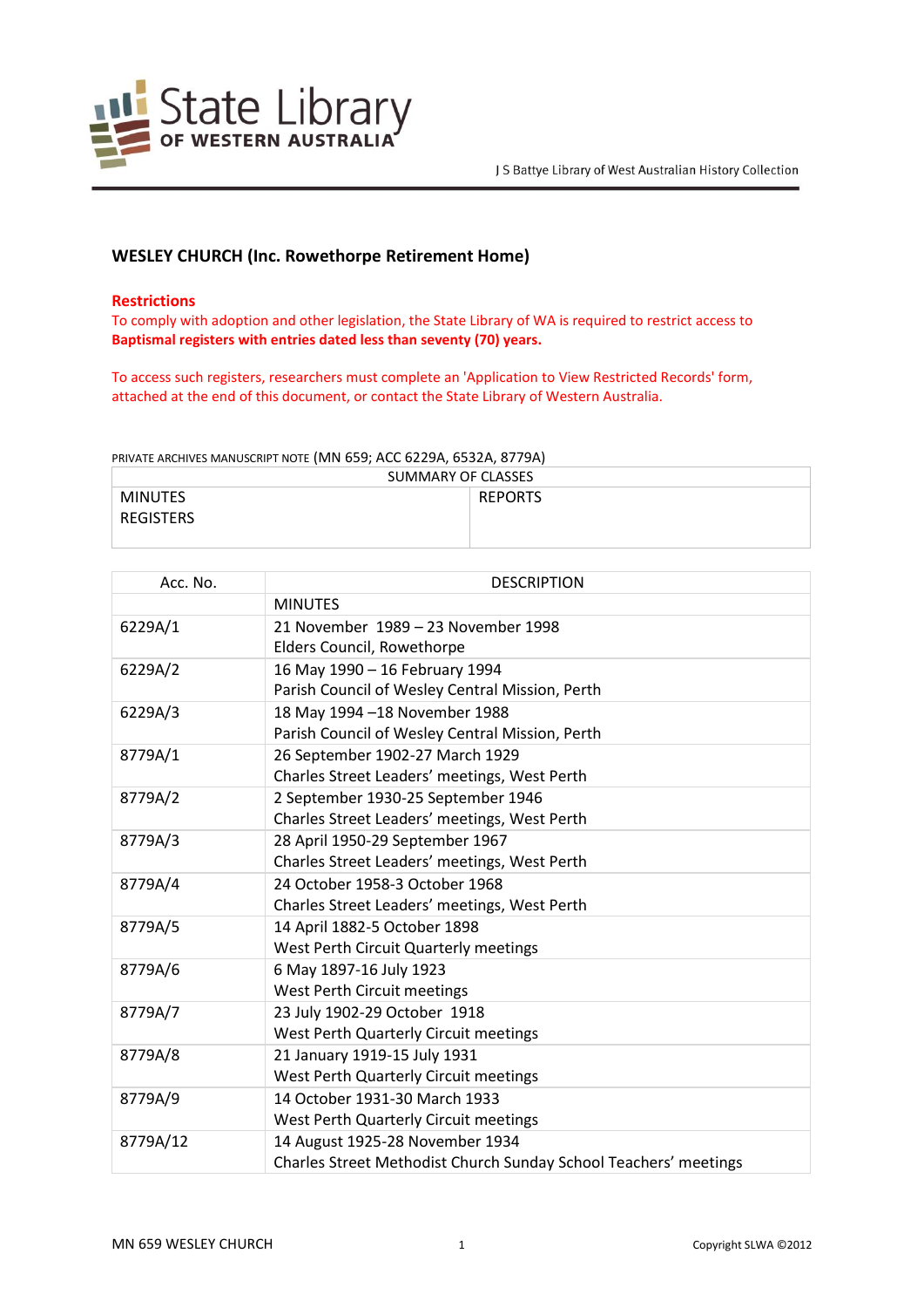State Library OF WESTERN AUSTRALIA

J S Battye Library of West Australian History Collection

## WESLEY CHURCH (Inc. Rowethorpe Retirement Home)

**Restrictions**

To comply with adoption and other legislation, the State Library of WA is required to restrict access to **Baptismal registers with entries dated less than seventy (70) years.**

To access such registers, researchers must complete an 'Application to View Restricted Records' form, attached at the end of this document, or contact the State Library of Western Australia.

PRIVATE ARCHIVES MANUSCRIPT NOTE (MN 659; ACC 6229A, 6532A, 8779A)

| SUMMARY OF CLASSES | |
|---|---|
| MINUTES<br>REGISTERS | REPORTS |

| Acc. No. | DESCRIPTION |
|---|---|
| | MINUTES |
| 6229A/1 | 21 November 1989 – 23 November 1998<br>Elders Council, Rowethorpe |
| 6229A/2 | 16 May 1990 – 16 February 1994<br>Parish Council of Wesley Central Mission, Perth |
| 6229A/3 | 18 May 1994 –18 November 1988<br>Parish Council of Wesley Central Mission, Perth |
| 8779A/1 | 26 September 1902-27 March 1929<br>Charles Street Leaders' meetings, West Perth |
| 8779A/2 | 2 September 1930-25 September 1946<br>Charles Street Leaders' meetings, West Perth |
| 8779A/3 | 28 April 1950-29 September 1967<br>Charles Street Leaders' meetings, West Perth |
| 8779A/4 | 24 October 1958-3 October 1968<br>Charles Street Leaders' meetings, West Perth |
| 8779A/5 | 14 April 1882-5 October 1898<br>West Perth Circuit Quarterly meetings |
| 8779A/6 | 6 May 1897-16 July 1923<br>West Perth Circuit meetings |
| 8779A/7 | 23 July 1902-29 October 1918<br>West Perth Quarterly Circuit meetings |
| 8779A/8 | 21 January 1919-15 July 1931<br>West Perth Quarterly Circuit meetings |
| 8779A/9 | 14 October 1931-30 March 1933<br>West Perth Quarterly Circuit meetings |
| 8779A/12 | 14 August 1925-28 November 1934<br>Charles Street Methodist Church Sunday School Teachers' meetings |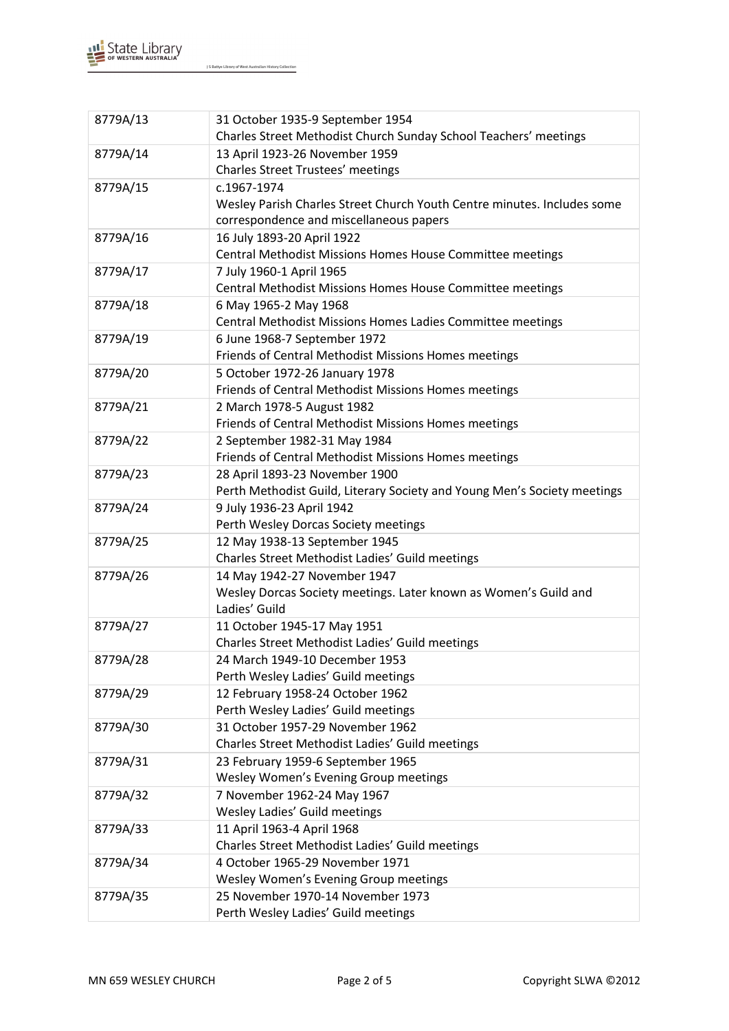| | |
|---|---|
| 8779A/13 | 31 October 1935-9 September 1954<br>Charles Street Methodist Church Sunday School Teachers' meetings |
| 8779A/14 | 13 April 1923-26 November 1959<br>Charles Street Trustees' meetings |
| 8779A/15 | c.1967-1974<br>Wesley Parish Charles Street Church Youth Centre minutes. Includes some correspondence and miscellaneous papers |
| 8779A/16 | 16 July 1893-20 April 1922<br>Central Methodist Missions Homes House Committee meetings |
| 8779A/17 | 7 July 1960-1 April 1965<br>Central Methodist Missions Homes House Committee meetings |
| 8779A/18 | 6 May 1965-2 May 1968<br>Central Methodist Missions Homes Ladies Committee meetings |
| 8779A/19 | 6 June 1968-7 September 1972<br>Friends of Central Methodist Missions Homes meetings |
| 8779A/20 | 5 October 1972-26 January 1978<br>Friends of Central Methodist Missions Homes meetings |
| 8779A/21 | 2 March 1978-5 August 1982<br>Friends of Central Methodist Missions Homes meetings |
| 8779A/22 | 2 September 1982-31 May 1984<br>Friends of Central Methodist Missions Homes meetings |
| 8779A/23 | 28 April 1893-23 November 1900<br>Perth Methodist Guild, Literary Society and Young Men's Society meetings |
| 8779A/24 | 9 July 1936-23 April 1942<br>Perth Wesley Dorcas Society meetings |
| 8779A/25 | 12 May 1938-13 September 1945<br>Charles Street Methodist Ladies' Guild meetings |
| 8779A/26 | 14 May 1942-27 November 1947<br>Wesley Dorcas Society meetings. Later known as Women's Guild and Ladies' Guild |
| 8779A/27 | 11 October 1945-17 May 1951<br>Charles Street Methodist Ladies' Guild meetings |
| 8779A/28 | 24 March 1949-10 December 1953<br>Perth Wesley Ladies' Guild meetings |
| 8779A/29 | 12 February 1958-24 October 1962<br>Perth Wesley Ladies' Guild meetings |
| 8779A/30 | 31 October 1957-29 November 1962<br>Charles Street Methodist Ladies' Guild meetings |
| 8779A/31 | 23 February 1959-6 September 1965<br>Wesley Women's Evening Group meetings |
| 8779A/32 | 7 November 1962-24 May 1967<br>Wesley Ladies' Guild meetings |
| 8779A/33 | 11 April 1963-4 April 1968<br>Charles Street Methodist Ladies' Guild meetings |
| 8779A/34 | 4 October 1965-29 November 1971<br>Wesley Women's Evening Group meetings |
| 8779A/35 | 25 November 1970-14 November 1973<br>Perth Wesley Ladies' Guild meetings |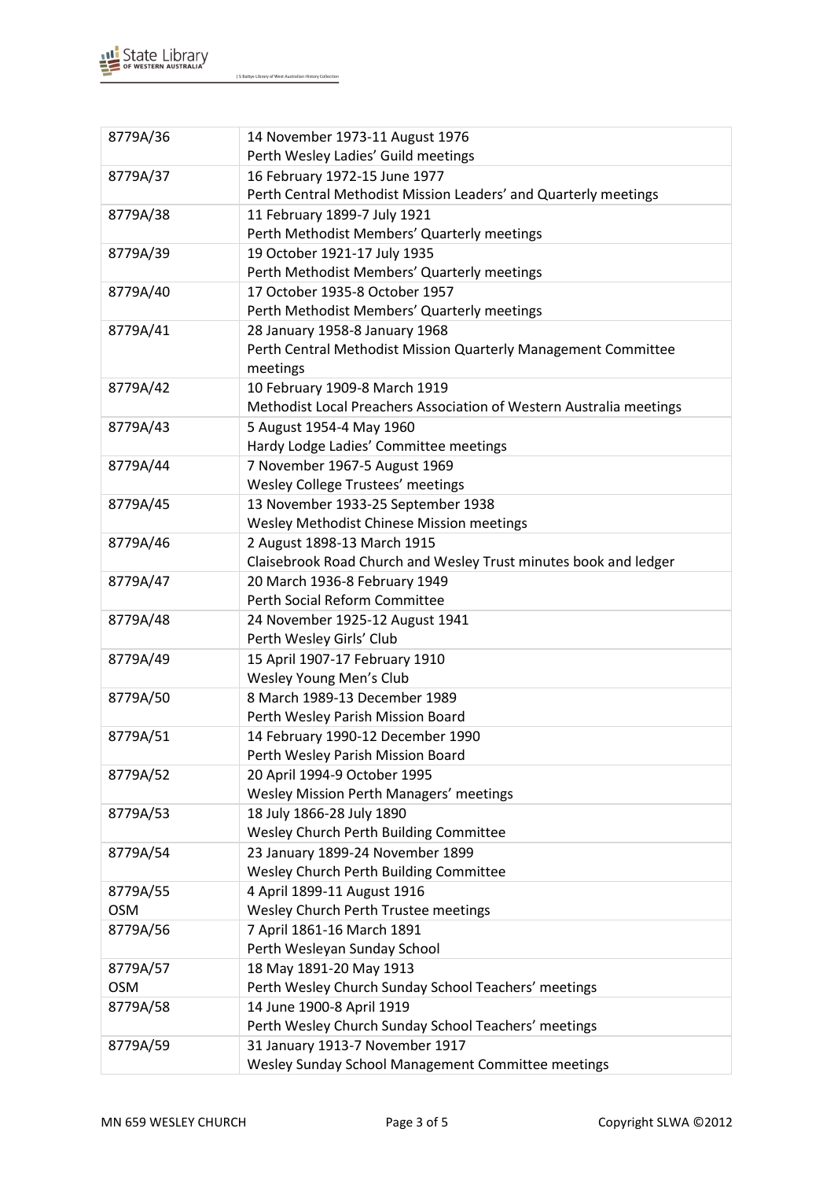| | |
|---|---|
| 8779A/36 | 14 November 1973-11 August 1976<br>Perth Wesley Ladies' Guild meetings |
| 8779A/37 | 16 February 1972-15 June 1977<br>Perth Central Methodist Mission Leaders' and Quarterly meetings |
| 8779A/38 | 11 February 1899-7 July 1921<br>Perth Methodist Members' Quarterly meetings |
| 8779A/39 | 19 October 1921-17 July 1935<br>Perth Methodist Members' Quarterly meetings |
| 8779A/40 | 17 October 1935-8 October 1957<br>Perth Methodist Members' Quarterly meetings |
| 8779A/41 | 28 January 1958-8 January 1968<br>Perth Central Methodist Mission Quarterly Management Committee meetings |
| 8779A/42 | 10 February 1909-8 March 1919<br>Methodist Local Preachers Association of Western Australia meetings |
| 8779A/43 | 5 August 1954-4 May 1960<br>Hardy Lodge Ladies' Committee meetings |
| 8779A/44 | 7 November 1967-5 August 1969<br>Wesley College Trustees' meetings |
| 8779A/45 | 13 November 1933-25 September 1938<br>Wesley Methodist Chinese Mission meetings |
| 8779A/46 | 2 August 1898-13 March 1915<br>Claisebrook Road Church and Wesley Trust minutes book and ledger |
| 8779A/47 | 20 March 1936-8 February 1949<br>Perth Social Reform Committee |
| 8779A/48 | 24 November 1925-12 August 1941<br>Perth Wesley Girls' Club |
| 8779A/49 | 15 April 1907-17 February 1910<br>Wesley Young Men's Club |
| 8779A/50 | 8 March 1989-13 December 1989<br>Perth Wesley Parish Mission Board |
| 8779A/51 | 14 February 1990-12 December 1990<br>Perth Wesley Parish Mission Board |
| 8779A/52 | 20 April 1994-9 October 1995<br>Wesley Mission Perth Managers' meetings |
| 8779A/53 | 18 July 1866-28 July 1890<br>Wesley Church Perth Building Committee |
| 8779A/54 | 23 January 1899-24 November 1899<br>Wesley Church Perth Building Committee |
| 8779A/55<br>OSM | 4 April 1899-11 August 1916<br>Wesley Church Perth Trustee meetings |
| 8779A/56 | 7 April 1861-16 March 1891<br>Perth Wesleyan Sunday School |
| 8779A/57<br>OSM | 18 May 1891-20 May 1913<br>Perth Wesley Church Sunday School Teachers' meetings |
| 8779A/58 | 14 June 1900-8 April 1919<br>Perth Wesley Church Sunday School Teachers' meetings |
| 8779A/59 | 31 January 1913-7 November 1917<br>Wesley Sunday School Management Committee meetings |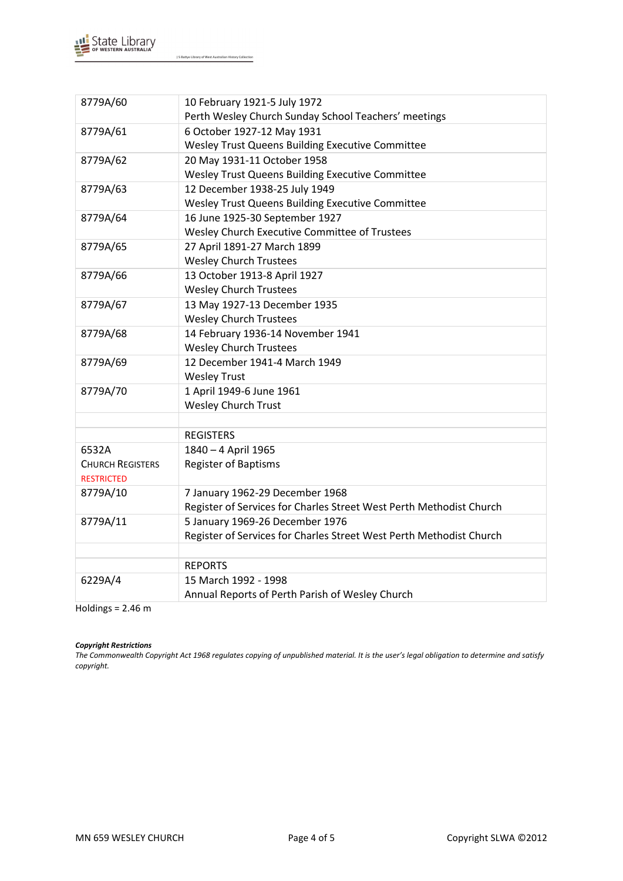| | |
|---|---|
| 8779A/60 | 10 February 1921-5 July 1972<br>Perth Wesley Church Sunday School Teachers' meetings |
| 8779A/61 | 6 October 1927-12 May 1931<br>Wesley Trust Queens Building Executive Committee |
| 8779A/62 | 20 May 1931-11 October 1958<br>Wesley Trust Queens Building Executive Committee |
| 8779A/63 | 12 December 1938-25 July 1949<br>Wesley Trust Queens Building Executive Committee |
| 8779A/64 | 16 June 1925-30 September 1927<br>Wesley Church Executive Committee of Trustees |
| 8779A/65 | 27 April 1891-27 March 1899<br>Wesley Church Trustees |
| 8779A/66 | 13 October 1913-8 April 1927<br>Wesley Church Trustees |
| 8779A/67 | 13 May 1927-13 December 1935<br>Wesley Church Trustees |
| 8779A/68 | 14 February 1936-14 November 1941<br>Wesley Church Trustees |
| 8779A/69 | 12 December 1941-4 March 1949<br>Wesley Trust |
| 8779A/70 | 1 April 1949-6 June 1961<br>Wesley Church Trust |
| | |
| | REGISTERS |
| 6532A<br>CHURCH REGISTERS<br>RESTRICTED | 1840 – 4 April 1965<br>Register of Baptisms |
| 8779A/10 | 7 January 1962-29 December 1968<br>Register of Services for Charles Street West Perth Methodist Church |
| 8779A/11 | 5 January 1969-26 December 1976<br>Register of Services for Charles Street West Perth Methodist Church |
| | |
| | REPORTS |
| 6229A/4 | 15 March 1992 - 1998<br>Annual Reports of Perth Parish of Wesley Church |

Holdings = 2.46 m

***Copyright Restrictions***

*The Commonwealth Copyright Act 1968 regulates copying of unpublished material. It is the user's legal obligation to determine and satisfy copyright.*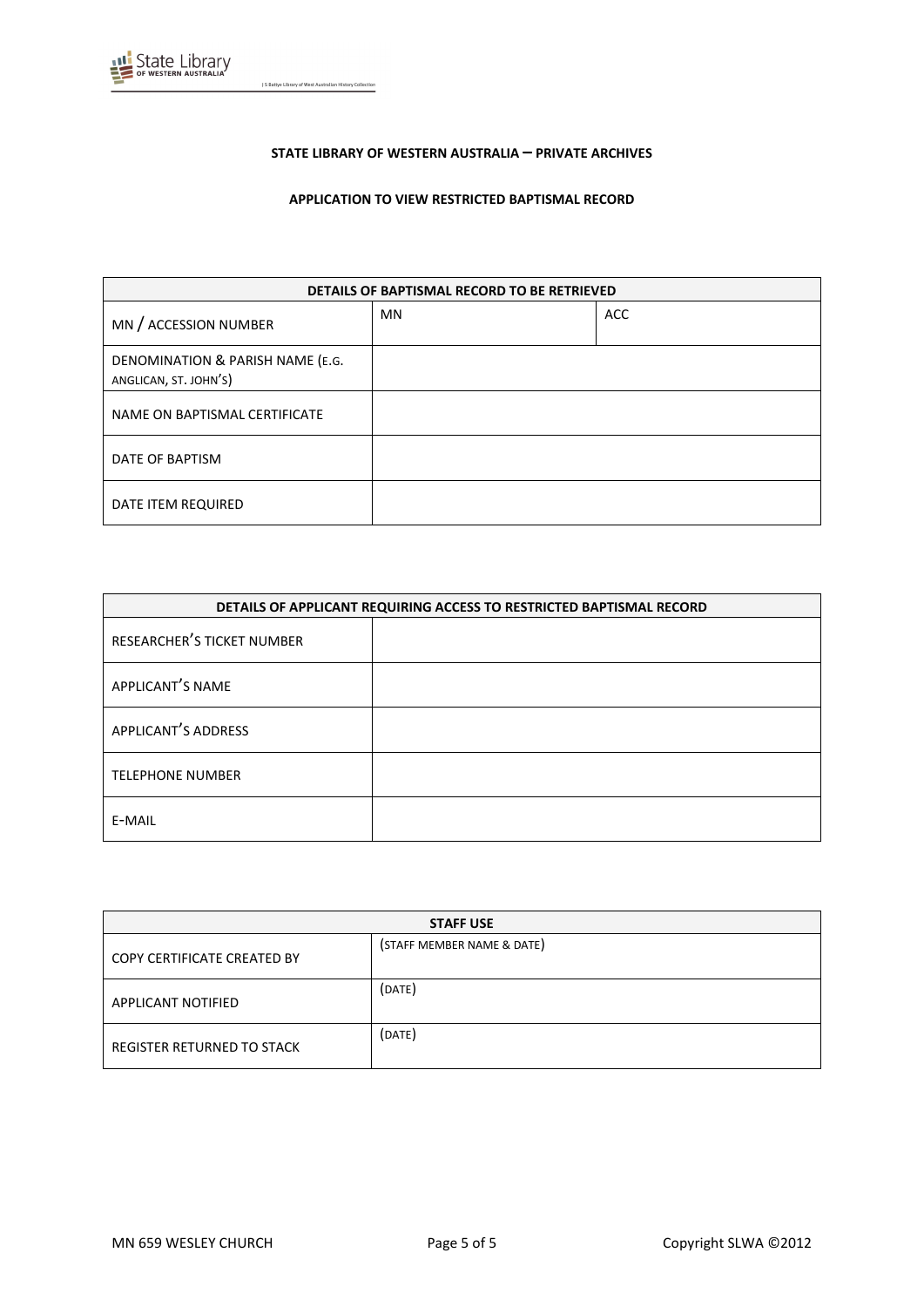**STATE LIBRARY OF WESTERN AUSTRALIA – PRIVATE ARCHIVES**

**APPLICATION TO VIEW RESTRICTED BAPTISMAL RECORD**

| **DETAILS OF BAPTISMAL RECORD TO BE RETRIEVED** | | |
|---|---|---|
| MN / ACCESSION NUMBER | MN | ACC |
| DENOMINATION & PARISH NAME (E.G. ANGLICAN, ST. JOHN'S) | | |
| NAME ON BAPTISMAL CERTIFICATE | | |
| DATE OF BAPTISM | | |
| DATE ITEM REQUIRED | | |

| **DETAILS OF APPLICANT REQUIRING ACCESS TO RESTRICTED BAPTISMAL RECORD** | |
|---|---|
| RESEARCHER'S TICKET NUMBER | |
| APPLICANT'S NAME | |
| APPLICANT'S ADDRESS | |
| TELEPHONE NUMBER | |
| E-MAIL | |

| **STAFF USE** | |
|---|---|
| COPY CERTIFICATE CREATED BY | (STAFF MEMBER NAME & DATE) |
| APPLICANT NOTIFIED | (DATE) |
| REGISTER RETURNED TO STACK | (DATE) |